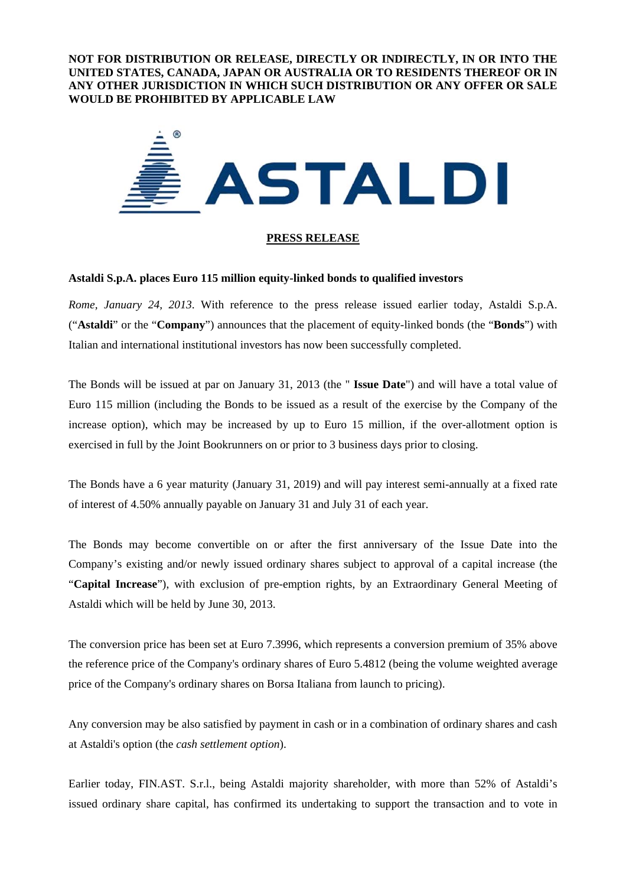**NOT FOR DISTRIBUTION OR RELEASE, DIRECTLY OR INDIRECTLY, IN OR INTO THE UNITED STATES, CANADA, JAPAN OR AUSTRALIA OR TO RESIDENTS THEREOF OR IN ANY OTHER JURISDICTION IN WHICH SUCH DISTRIBUTION OR ANY OFFER OR SALE WOULD BE PROHIBITED BY APPLICABLE LAW**

# PRESS RELEASE

## Astaldi S.p.A. places Euro 115 million equity-linked bonds to qualified investors

*Rome, January 24, 2013*. With reference to the press release issued earlier today, Astaldi S.p.A. ("**Astaldi**" or the "**Company**") announces that the placement of equity-linked bonds (the "**Bonds**") with Italian and international institutional investors has now been successfully completed.

The Bonds will be issued at par on January 31, 2013 (the " **Issue Date**") and will have a total value of Euro 115 million (including the Bonds to be issued as a result of the exercise by the Company of the increase option), which may be increased by up to Euro 15 million, if the over-allotment option is exercised in full by the Joint Bookrunners on or prior to 3 business days prior to closing.

The Bonds have a 6 year maturity (January 31, 2019) and will pay interest semi-annually at a fixed rate of interest of 4.50% annually payable on January 31 and July 31 of each year.

The Bonds may become convertible on or after the first anniversary of the Issue Date into the Company's existing and/or newly issued ordinary shares subject to approval of a capital increase (the "**Capital Increase**"), with exclusion of pre-emption rights, by an Extraordinary General Meeting of Astaldi which will be held by June 30, 2013.

The conversion price has been set at Euro 7.3996, which represents a conversion premium of 35% above the reference price of the Company's ordinary shares of Euro 5.4812 (being the volume weighted average price of the Company's ordinary shares on Borsa Italiana from launch to pricing).

Any conversion may be also satisfied by payment in cash or in a combination of ordinary shares and cash at Astaldi's option (the *cash settlement option*).

Earlier today, FIN.AST. S.r.l., being Astaldi majority shareholder, with more than 52% of Astaldi's issued ordinary share capital, has confirmed its undertaking to support the transaction and to vote in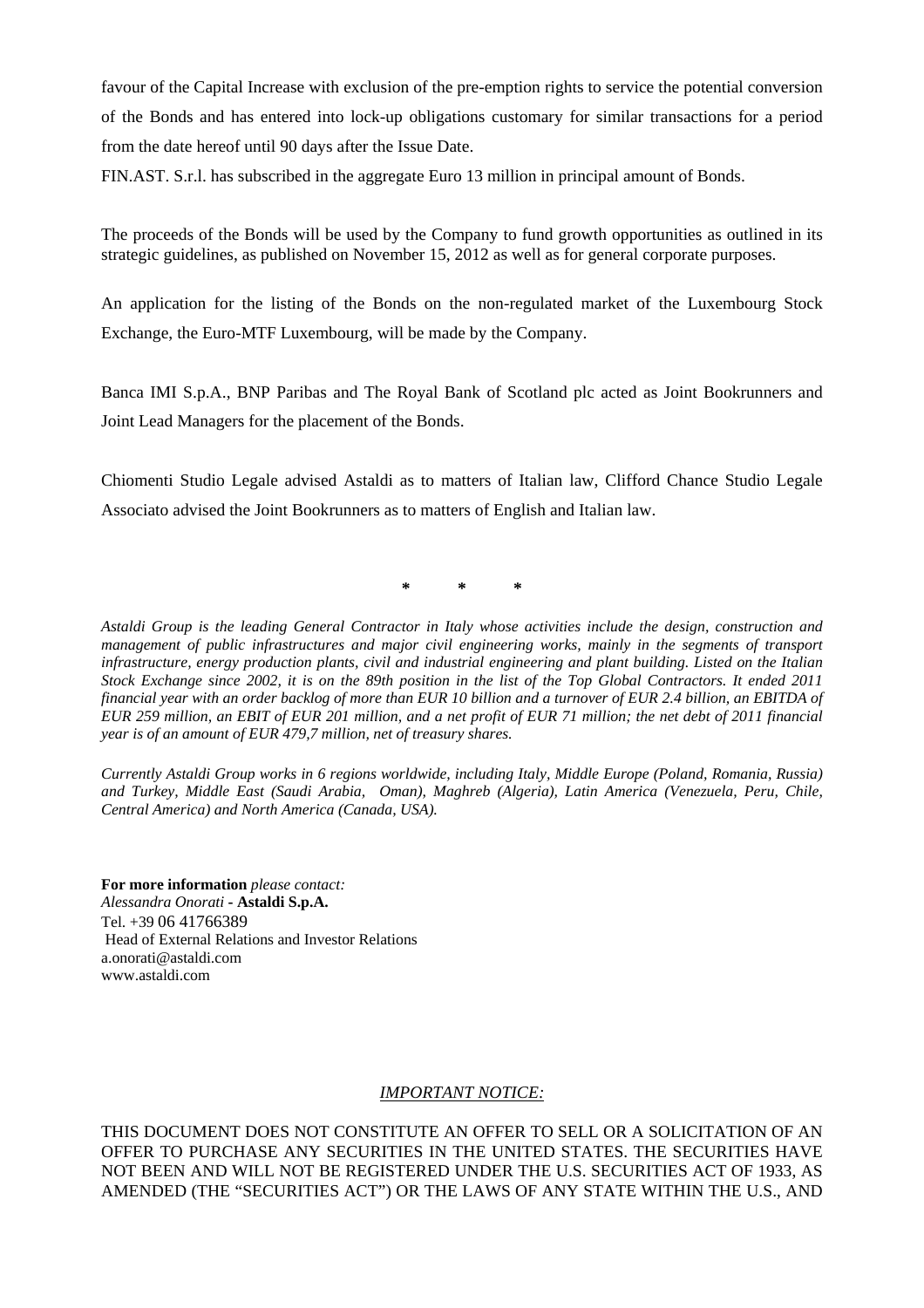favour of the Capital Increase with exclusion of the pre-emption rights to service the potential conversion of the Bonds and has entered into lock-up obligations customary for similar transactions for a period from the date hereof until 90 days after the Issue Date.

FIN.AST. S.r.l. has subscribed in the aggregate Euro 13 million in principal amount of Bonds.

The proceeds of the Bonds will be used by the Company to fund growth opportunities as outlined in its strategic guidelines, as published on November 15, 2012 as well as for general corporate purposes.

An application for the listing of the Bonds on the non-regulated market of the Luxembourg Stock Exchange, the Euro-MTF Luxembourg, will be made by the Company.

Banca IMI S.p.A., BNP Paribas and The Royal Bank of Scotland plc acted as Joint Bookrunners and Joint Lead Managers for the placement of the Bonds.

Chiomenti Studio Legale advised Astaldi as to matters of Italian law, Clifford Chance Studio Legale Associato advised the Joint Bookrunners as to matters of English and Italian law.

\* \* \*

*Astaldi Group is the leading General Contractor in Italy whose activities include the design, construction and management of public infrastructures and major civil engineering works, mainly in the segments of transport infrastructure, energy production plants, civil and industrial engineering and plant building. Listed on the Italian Stock Exchange since 2002, it is on the 89th position in the list of the Top Global Contractors. It ended 2011 financial year with an order backlog of more than EUR 10 billion and a turnover of EUR 2.4 billion, an EBITDA of EUR 259 million, an EBIT of EUR 201 million, and a net profit of EUR 71 million; the net debt of 2011 financial year is of an amount of EUR 479,7 million, net of treasury shares.*

*Currently Astaldi Group works in 6 regions worldwide, including Italy, Middle Europe (Poland, Romania, Russia) and Turkey, Middle East (Saudi Arabia, Oman), Maghreb (Algeria), Latin America (Venezuela, Peru, Chile, Central America) and North America (Canada, USA).*

**For more information** *please contact:*
*Alessandra Onorati* - **Astaldi S.p.A.**
Tel. +39 06 41766389
Head of External Relations and Investor Relations
a.onorati@astaldi.com
www.astaldi.com

*IMPORTANT NOTICE:*

THIS DOCUMENT DOES NOT CONSTITUTE AN OFFER TO SELL OR A SOLICITATION OF AN OFFER TO PURCHASE ANY SECURITIES IN THE UNITED STATES. THE SECURITIES HAVE NOT BEEN AND WILL NOT BE REGISTERED UNDER THE U.S. SECURITIES ACT OF 1933, AS AMENDED (THE "SECURITIES ACT") OR THE LAWS OF ANY STATE WITHIN THE U.S., AND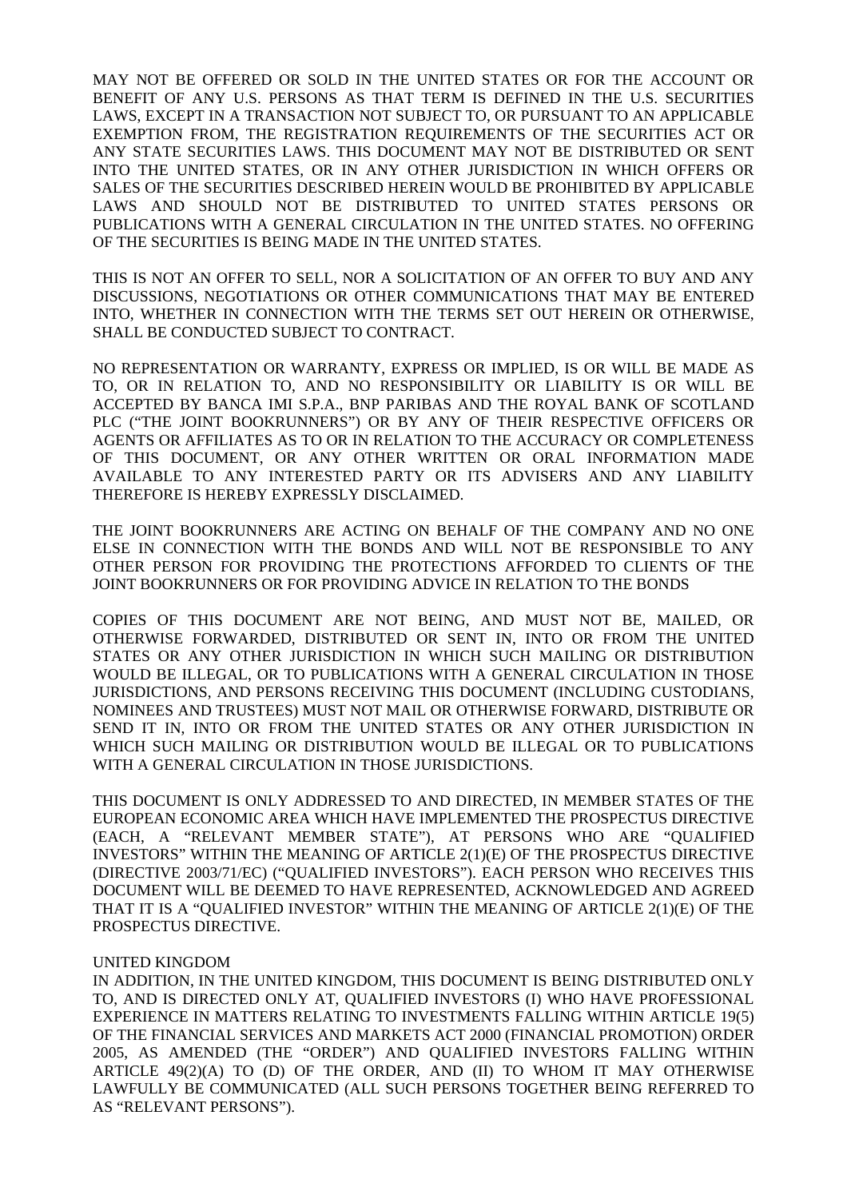MAY NOT BE OFFERED OR SOLD IN THE UNITED STATES OR FOR THE ACCOUNT OR BENEFIT OF ANY U.S. PERSONS AS THAT TERM IS DEFINED IN THE U.S. SECURITIES LAWS, EXCEPT IN A TRANSACTION NOT SUBJECT TO, OR PURSUANT TO AN APPLICABLE EXEMPTION FROM, THE REGISTRATION REQUIREMENTS OF THE SECURITIES ACT OR ANY STATE SECURITIES LAWS. THIS DOCUMENT MAY NOT BE DISTRIBUTED OR SENT INTO THE UNITED STATES, OR IN ANY OTHER JURISDICTION IN WHICH OFFERS OR SALES OF THE SECURITIES DESCRIBED HEREIN WOULD BE PROHIBITED BY APPLICABLE LAWS AND SHOULD NOT BE DISTRIBUTED TO UNITED STATES PERSONS OR PUBLICATIONS WITH A GENERAL CIRCULATION IN THE UNITED STATES. NO OFFERING OF THE SECURITIES IS BEING MADE IN THE UNITED STATES.

THIS IS NOT AN OFFER TO SELL, NOR A SOLICITATION OF AN OFFER TO BUY AND ANY DISCUSSIONS, NEGOTIATIONS OR OTHER COMMUNICATIONS THAT MAY BE ENTERED INTO, WHETHER IN CONNECTION WITH THE TERMS SET OUT HEREIN OR OTHERWISE, SHALL BE CONDUCTED SUBJECT TO CONTRACT.

NO REPRESENTATION OR WARRANTY, EXPRESS OR IMPLIED, IS OR WILL BE MADE AS TO, OR IN RELATION TO, AND NO RESPONSIBILITY OR LIABILITY IS OR WILL BE ACCEPTED BY BANCA IMI S.P.A., BNP PARIBAS AND THE ROYAL BANK OF SCOTLAND PLC ("THE JOINT BOOKRUNNERS") OR BY ANY OF THEIR RESPECTIVE OFFICERS OR AGENTS OR AFFILIATES AS TO OR IN RELATION TO THE ACCURACY OR COMPLETENESS OF THIS DOCUMENT, OR ANY OTHER WRITTEN OR ORAL INFORMATION MADE AVAILABLE TO ANY INTERESTED PARTY OR ITS ADVISERS AND ANY LIABILITY THEREFORE IS HEREBY EXPRESSLY DISCLAIMED.

THE JOINT BOOKRUNNERS ARE ACTING ON BEHALF OF THE COMPANY AND NO ONE ELSE IN CONNECTION WITH THE BONDS AND WILL NOT BE RESPONSIBLE TO ANY OTHER PERSON FOR PROVIDING THE PROTECTIONS AFFORDED TO CLIENTS OF THE JOINT BOOKRUNNERS OR FOR PROVIDING ADVICE IN RELATION TO THE BONDS

COPIES OF THIS DOCUMENT ARE NOT BEING, AND MUST NOT BE, MAILED, OR OTHERWISE FORWARDED, DISTRIBUTED OR SENT IN, INTO OR FROM THE UNITED STATES OR ANY OTHER JURISDICTION IN WHICH SUCH MAILING OR DISTRIBUTION WOULD BE ILLEGAL, OR TO PUBLICATIONS WITH A GENERAL CIRCULATION IN THOSE JURISDICTIONS, AND PERSONS RECEIVING THIS DOCUMENT (INCLUDING CUSTODIANS, NOMINEES AND TRUSTEES) MUST NOT MAIL OR OTHERWISE FORWARD, DISTRIBUTE OR SEND IT IN, INTO OR FROM THE UNITED STATES OR ANY OTHER JURISDICTION IN WHICH SUCH MAILING OR DISTRIBUTION WOULD BE ILLEGAL OR TO PUBLICATIONS WITH A GENERAL CIRCULATION IN THOSE JURISDICTIONS.

THIS DOCUMENT IS ONLY ADDRESSED TO AND DIRECTED, IN MEMBER STATES OF THE EUROPEAN ECONOMIC AREA WHICH HAVE IMPLEMENTED THE PROSPECTUS DIRECTIVE (EACH, A "RELEVANT MEMBER STATE"), AT PERSONS WHO ARE "QUALIFIED INVESTORS" WITHIN THE MEANING OF ARTICLE 2(1)(E) OF THE PROSPECTUS DIRECTIVE (DIRECTIVE 2003/71/EC) ("QUALIFIED INVESTORS"). EACH PERSON WHO RECEIVES THIS DOCUMENT WILL BE DEEMED TO HAVE REPRESENTED, ACKNOWLEDGED AND AGREED THAT IT IS A "QUALIFIED INVESTOR" WITHIN THE MEANING OF ARTICLE 2(1)(E) OF THE PROSPECTUS DIRECTIVE.

UNITED KINGDOM

IN ADDITION, IN THE UNITED KINGDOM, THIS DOCUMENT IS BEING DISTRIBUTED ONLY TO, AND IS DIRECTED ONLY AT, QUALIFIED INVESTORS (I) WHO HAVE PROFESSIONAL EXPERIENCE IN MATTERS RELATING TO INVESTMENTS FALLING WITHIN ARTICLE 19(5) OF THE FINANCIAL SERVICES AND MARKETS ACT 2000 (FINANCIAL PROMOTION) ORDER 2005, AS AMENDED (THE "ORDER") AND QUALIFIED INVESTORS FALLING WITHIN ARTICLE 49(2)(A) TO (D) OF THE ORDER, AND (II) TO WHOM IT MAY OTHERWISE LAWFULLY BE COMMUNICATED (ALL SUCH PERSONS TOGETHER BEING REFERRED TO AS "RELEVANT PERSONS").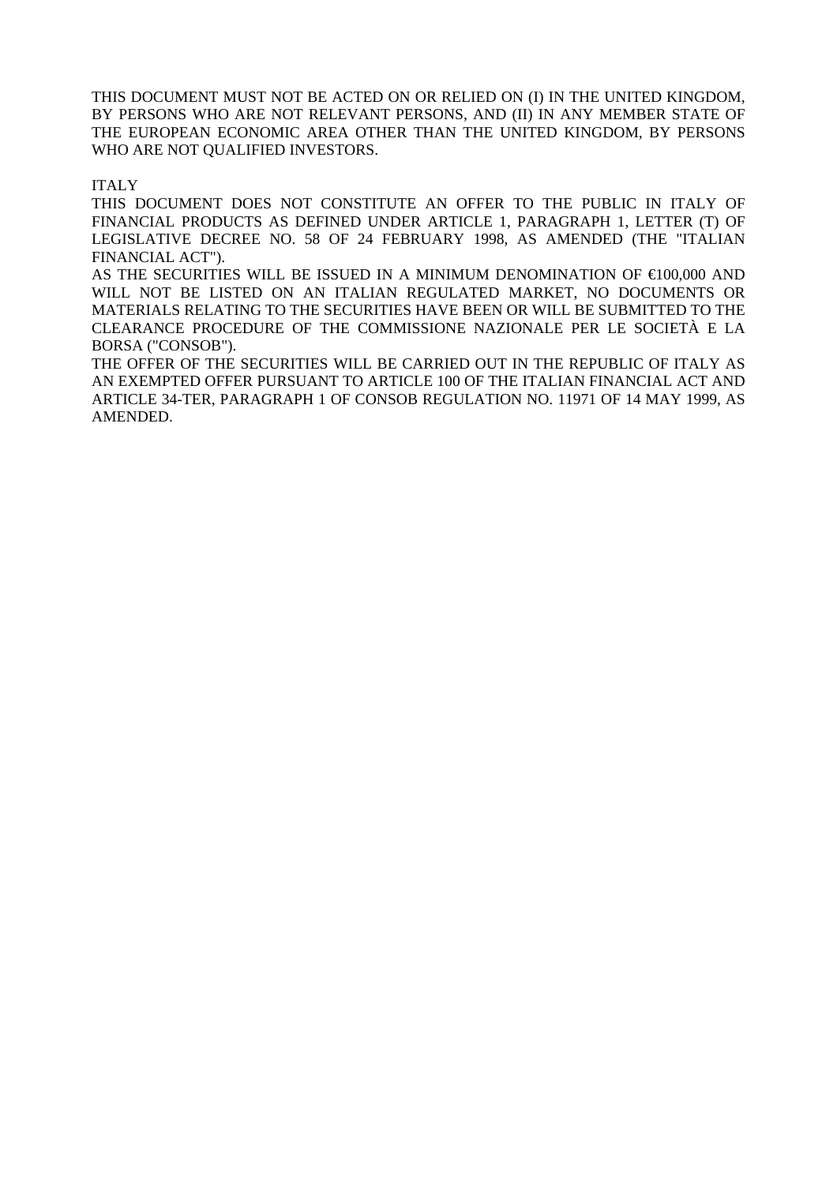THIS DOCUMENT MUST NOT BE ACTED ON OR RELIED ON (I) IN THE UNITED KINGDOM, BY PERSONS WHO ARE NOT RELEVANT PERSONS, AND (II) IN ANY MEMBER STATE OF THE EUROPEAN ECONOMIC AREA OTHER THAN THE UNITED KINGDOM, BY PERSONS WHO ARE NOT QUALIFIED INVESTORS.

ITALY

THIS DOCUMENT DOES NOT CONSTITUTE AN OFFER TO THE PUBLIC IN ITALY OF FINANCIAL PRODUCTS AS DEFINED UNDER ARTICLE 1, PARAGRAPH 1, LETTER (T) OF LEGISLATIVE DECREE NO. 58 OF 24 FEBRUARY 1998, AS AMENDED (THE "ITALIAN FINANCIAL ACT").

AS THE SECURITIES WILL BE ISSUED IN A MINIMUM DENOMINATION OF €100,000 AND WILL NOT BE LISTED ON AN ITALIAN REGULATED MARKET, NO DOCUMENTS OR MATERIALS RELATING TO THE SECURITIES HAVE BEEN OR WILL BE SUBMITTED TO THE CLEARANCE PROCEDURE OF THE COMMISSIONE NAZIONALE PER LE SOCIETÀ E LA BORSA ("CONSOB").

THE OFFER OF THE SECURITIES WILL BE CARRIED OUT IN THE REPUBLIC OF ITALY AS AN EXEMPTED OFFER PURSUANT TO ARTICLE 100 OF THE ITALIAN FINANCIAL ACT AND ARTICLE 34-TER, PARAGRAPH 1 OF CONSOB REGULATION NO. 11971 OF 14 MAY 1999, AS AMENDED.